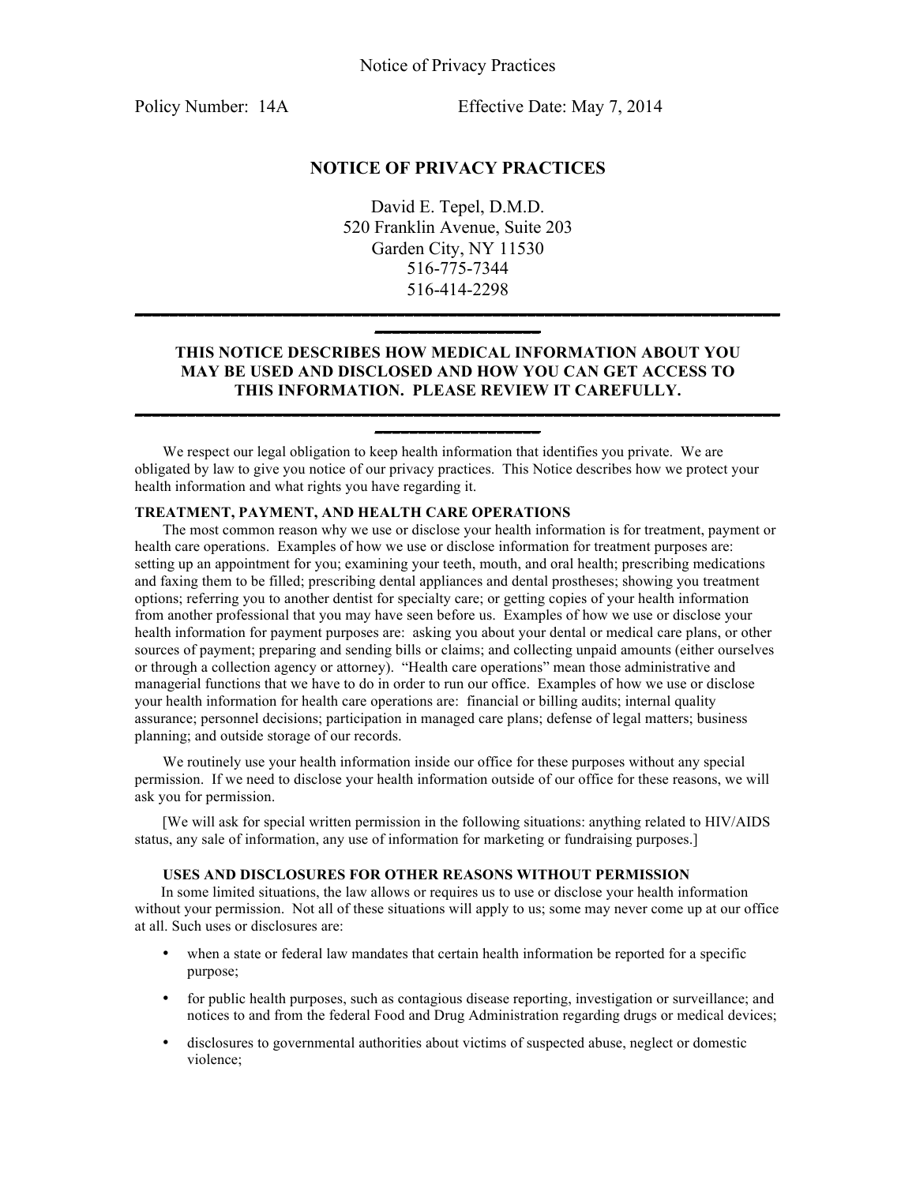Notice of Privacy Practices

Policy Number: 14A Effective Date: May 7, 2014

# NOTICE OF PRIVACY PRACTICES

David E. Tepel, D.M.D.
520 Franklin Avenue, Suite 203
Garden City, NY 11530
516-775-7344
516-414-2298

---

**THIS NOTICE DESCRIBES HOW MEDICAL INFORMATION ABOUT YOU MAY BE USED AND DISCLOSED AND HOW YOU CAN GET ACCESS TO THIS INFORMATION. PLEASE REVIEW IT CAREFULLY.**

---

We respect our legal obligation to keep health information that identifies you private. We are obligated by law to give you notice of our privacy practices. This Notice describes how we protect your health information and what rights you have regarding it.

## TREATMENT, PAYMENT, AND HEALTH CARE OPERATIONS

The most common reason why we use or disclose your health information is for treatment, payment or health care operations. Examples of how we use or disclose information for treatment purposes are: setting up an appointment for you; examining your teeth, mouth, and oral health; prescribing medications and faxing them to be filled; prescribing dental appliances and dental prostheses; showing you treatment options; referring you to another dentist for specialty care; or getting copies of your health information from another professional that you may have seen before us. Examples of how we use or disclose your health information for payment purposes are: asking you about your dental or medical care plans, or other sources of payment; preparing and sending bills or claims; and collecting unpaid amounts (either ourselves or through a collection agency or attorney). "Health care operations" mean those administrative and managerial functions that we have to do in order to run our office. Examples of how we use or disclose your health information for health care operations are: financial or billing audits; internal quality assurance; personnel decisions; participation in managed care plans; defense of legal matters; business planning; and outside storage of our records.

We routinely use your health information inside our office for these purposes without any special permission. If we need to disclose your health information outside of our office for these reasons, we will ask you for permission.

[We will ask for special written permission in the following situations: anything related to HIV/AIDS status, any sale of information, any use of information for marketing or fundraising purposes.]

## USES AND DISCLOSURES FOR OTHER REASONS WITHOUT PERMISSION

In some limited situations, the law allows or requires us to use or disclose your health information without your permission. Not all of these situations will apply to us; some may never come up at our office at all. Such uses or disclosures are:

- when a state or federal law mandates that certain health information be reported for a specific purpose;
- for public health purposes, such as contagious disease reporting, investigation or surveillance; and notices to and from the federal Food and Drug Administration regarding drugs or medical devices;
- disclosures to governmental authorities about victims of suspected abuse, neglect or domestic violence;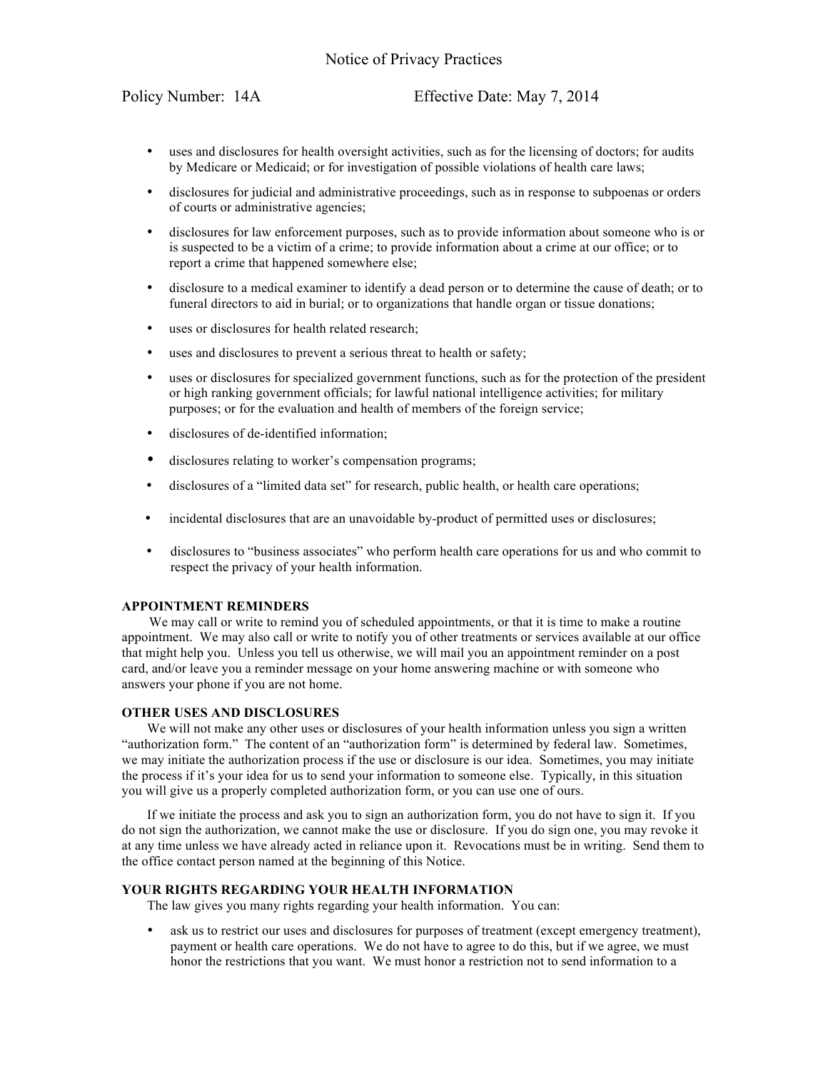- uses and disclosures for health oversight activities, such as for the licensing of doctors; for audits by Medicare or Medicaid; or for investigation of possible violations of health care laws;
- disclosures for judicial and administrative proceedings, such as in response to subpoenas or orders of courts or administrative agencies;
- disclosures for law enforcement purposes, such as to provide information about someone who is or is suspected to be a victim of a crime; to provide information about a crime at our office; or to report a crime that happened somewhere else;
- disclosure to a medical examiner to identify a dead person or to determine the cause of death; or to funeral directors to aid in burial; or to organizations that handle organ or tissue donations;
- uses or disclosures for health related research;
- uses and disclosures to prevent a serious threat to health or safety;
- uses or disclosures for specialized government functions, such as for the protection of the president or high ranking government officials; for lawful national intelligence activities; for military purposes; or for the evaluation and health of members of the foreign service;
- disclosures of de-identified information;
- disclosures relating to worker's compensation programs;
- disclosures of a "limited data set" for research, public health, or health care operations;
- incidental disclosures that are an unavoidable by-product of permitted uses or disclosures;
- disclosures to "business associates" who perform health care operations for us and who commit to respect the privacy of your health information.

**APPOINTMENT REMINDERS**

We may call or write to remind you of scheduled appointments, or that it is time to make a routine appointment. We may also call or write to notify you of other treatments or services available at our office that might help you. Unless you tell us otherwise, we will mail you an appointment reminder on a post card, and/or leave you a reminder message on your home answering machine or with someone who answers your phone if you are not home.

**OTHER USES AND DISCLOSURES**

We will not make any other uses or disclosures of your health information unless you sign a written "authorization form." The content of an "authorization form" is determined by federal law. Sometimes, we may initiate the authorization process if the use or disclosure is our idea. Sometimes, you may initiate the process if it's your idea for us to send your information to someone else. Typically, in this situation you will give us a properly completed authorization form, or you can use one of ours.

If we initiate the process and ask you to sign an authorization form, you do not have to sign it. If you do not sign the authorization, we cannot make the use or disclosure. If you do sign one, you may revoke it at any time unless we have already acted in reliance upon it. Revocations must be in writing. Send them to the office contact person named at the beginning of this Notice.

**YOUR RIGHTS REGARDING YOUR HEALTH INFORMATION**

The law gives you many rights regarding your health information. You can:

- ask us to restrict our uses and disclosures for purposes of treatment (except emergency treatment), payment or health care operations. We do not have to agree to do this, but if we agree, we must honor the restrictions that you want. We must honor a restriction not to send information to a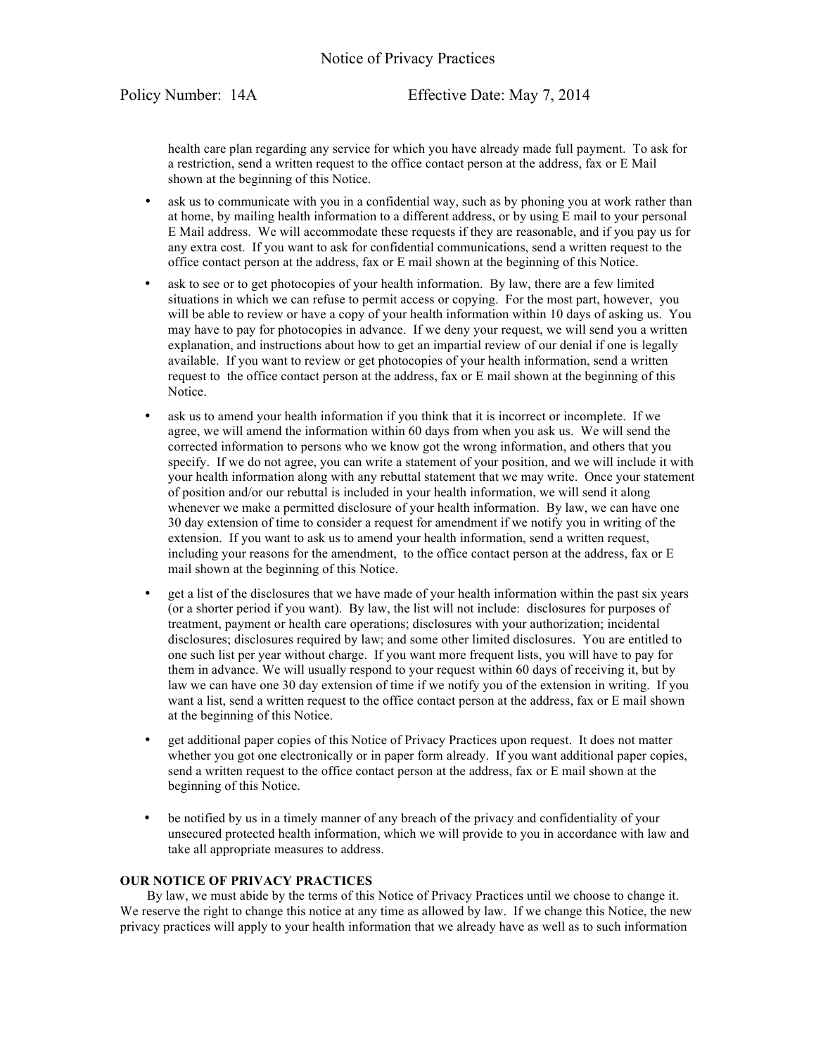health care plan regarding any service for which you have already made full payment. To ask for a restriction, send a written request to the office contact person at the address, fax or E Mail shown at the beginning of this Notice.

- ask us to communicate with you in a confidential way, such as by phoning you at work rather than at home, by mailing health information to a different address, or by using E mail to your personal E Mail address. We will accommodate these requests if they are reasonable, and if you pay us for any extra cost. If you want to ask for confidential communications, send a written request to the office contact person at the address, fax or E mail shown at the beginning of this Notice.

- ask to see or to get photocopies of your health information. By law, there are a few limited situations in which we can refuse to permit access or copying. For the most part, however, you will be able to review or have a copy of your health information within 10 days of asking us. You may have to pay for photocopies in advance. If we deny your request, we will send you a written explanation, and instructions about how to get an impartial review of our denial if one is legally available. If you want to review or get photocopies of your health information, send a written request to the office contact person at the address, fax or E mail shown at the beginning of this Notice.

- ask us to amend your health information if you think that it is incorrect or incomplete. If we agree, we will amend the information within 60 days from when you ask us. We will send the corrected information to persons who we know got the wrong information, and others that you specify. If we do not agree, you can write a statement of your position, and we will include it with your health information along with any rebuttal statement that we may write. Once your statement of position and/or our rebuttal is included in your health information, we will send it along whenever we make a permitted disclosure of your health information. By law, we can have one 30 day extension of time to consider a request for amendment if we notify you in writing of the extension. If you want to ask us to amend your health information, send a written request, including your reasons for the amendment, to the office contact person at the address, fax or E mail shown at the beginning of this Notice.

- get a list of the disclosures that we have made of your health information within the past six years (or a shorter period if you want). By law, the list will not include: disclosures for purposes of treatment, payment or health care operations; disclosures with your authorization; incidental disclosures; disclosures required by law; and some other limited disclosures. You are entitled to one such list per year without charge. If you want more frequent lists, you will have to pay for them in advance. We will usually respond to your request within 60 days of receiving it, but by law we can have one 30 day extension of time if we notify you of the extension in writing. If you want a list, send a written request to the office contact person at the address, fax or E mail shown at the beginning of this Notice.

- get additional paper copies of this Notice of Privacy Practices upon request. It does not matter whether you got one electronically or in paper form already. If you want additional paper copies, send a written request to the office contact person at the address, fax or E mail shown at the beginning of this Notice.

- be notified by us in a timely manner of any breach of the privacy and confidentiality of your unsecured protected health information, which we will provide to you in accordance with law and take all appropriate measures to address.

**OUR NOTICE OF PRIVACY PRACTICES**

By law, we must abide by the terms of this Notice of Privacy Practices until we choose to change it. We reserve the right to change this notice at any time as allowed by law. If we change this Notice, the new privacy practices will apply to your health information that we already have as well as to such information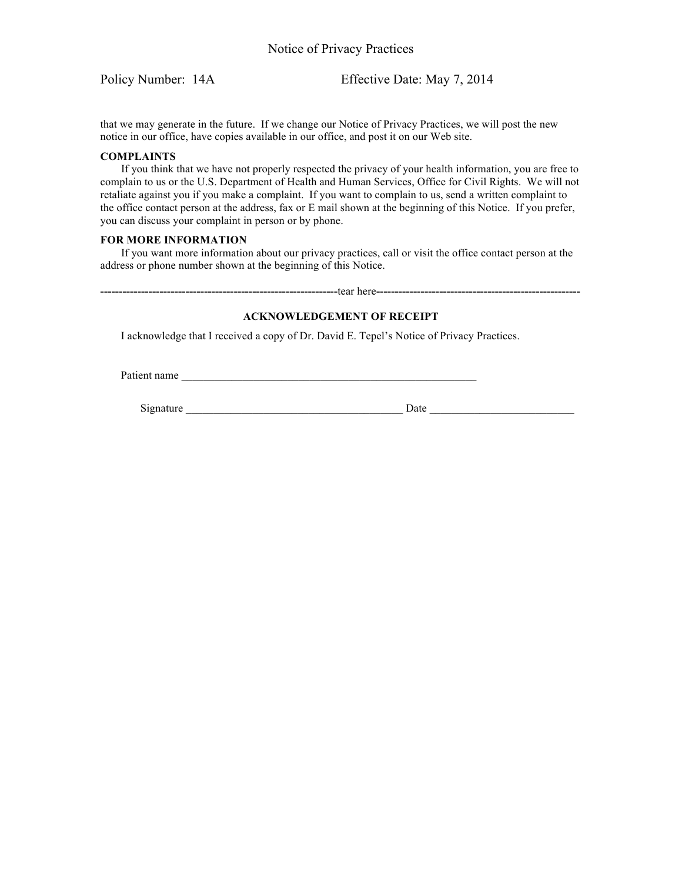that we may generate in the future. If we change our Notice of Privacy Practices, we will post the new notice in our office, have copies available in our office, and post it on our Web site.

**COMPLAINTS**

If you think that we have not properly respected the privacy of your health information, you are free to complain to us or the U.S. Department of Health and Human Services, Office for Civil Rights. We will not retaliate against you if you make a complaint. If you want to complain to us, send a written complaint to the office contact person at the address, fax or E mail shown at the beginning of this Notice. If you prefer, you can discuss your complaint in person or by phone.

**FOR MORE INFORMATION**

If you want more information about our privacy practices, call or visit the office contact person at the address or phone number shown at the beginning of this Notice.

----------------------------------------------------------------tear here-------------------------------------------------------

**ACKNOWLEDGEMENT OF RECEIPT**

I acknowledge that I received a copy of Dr. David E. Tepel's Notice of Privacy Practices.

Patient name _______________________________________________________

Signature ________________________________________ Date ___________________________